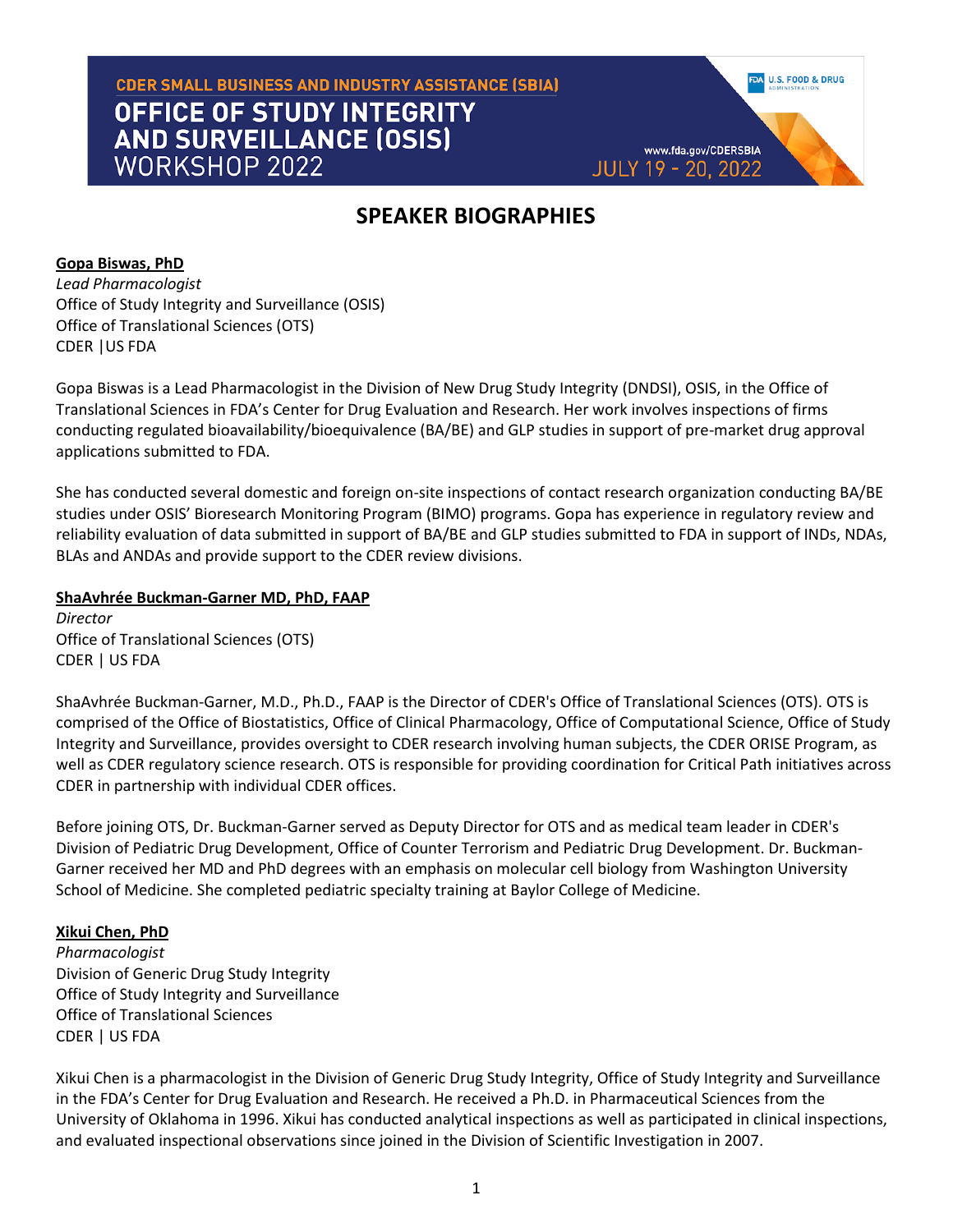CDER SMALL BUSINESS AND INDUSTRY ASSISTANCE (SBIA)

# OFFICE OF STUDY INTEGRITY AND SURVEILLANCE (OSIS) WORKSHOP 2022

U.S. FOOD & DRUG ADMINISTRATION

www.fda.gov/CDERSBIA

JULY 19 - 20, 2022

## SPEAKER BIOGRAPHIES

**Gopa Biswas, PhD**
*Lead Pharmacologist*
Office of Study Integrity and Surveillance (OSIS)
Office of Translational Sciences (OTS)
CDER |US FDA

Gopa Biswas is a Lead Pharmacologist in the Division of New Drug Study Integrity (DNDSI), OSIS, in the Office of Translational Sciences in FDA's Center for Drug Evaluation and Research. Her work involves inspections of firms conducting regulated bioavailability/bioequivalence (BA/BE) and GLP studies in support of pre-market drug approval applications submitted to FDA.

She has conducted several domestic and foreign on-site inspections of contact research organization conducting BA/BE studies under OSIS' Bioresearch Monitoring Program (BIMO) programs. Gopa has experience in regulatory review and reliability evaluation of data submitted in support of BA/BE and GLP studies submitted to FDA in support of INDs, NDAs, BLAs and ANDAs and provide support to the CDER review divisions.

**ShaAvhrée Buckman-Garner MD, PhD, FAAP**
*Director*
Office of Translational Sciences (OTS)
CDER | US FDA

ShaAvhrée Buckman-Garner, M.D., Ph.D., FAAP is the Director of CDER's Office of Translational Sciences (OTS). OTS is comprised of the Office of Biostatistics, Office of Clinical Pharmacology, Office of Computational Science, Office of Study Integrity and Surveillance, provides oversight to CDER research involving human subjects, the CDER ORISE Program, as well as CDER regulatory science research. OTS is responsible for providing coordination for Critical Path initiatives across CDER in partnership with individual CDER offices.

Before joining OTS, Dr. Buckman-Garner served as Deputy Director for OTS and as medical team leader in CDER's Division of Pediatric Drug Development, Office of Counter Terrorism and Pediatric Drug Development. Dr. Buckman-Garner received her MD and PhD degrees with an emphasis on molecular cell biology from Washington University School of Medicine. She completed pediatric specialty training at Baylor College of Medicine.

**Xikui Chen, PhD**
*Pharmacologist*
Division of Generic Drug Study Integrity
Office of Study Integrity and Surveillance
Office of Translational Sciences
CDER | US FDA

Xikui Chen is a pharmacologist in the Division of Generic Drug Study Integrity, Office of Study Integrity and Surveillance in the FDA's Center for Drug Evaluation and Research. He received a Ph.D. in Pharmaceutical Sciences from the University of Oklahoma in 1996. Xikui has conducted analytical inspections as well as participated in clinical inspections, and evaluated inspectional observations since joined in the Division of Scientific Investigation in 2007.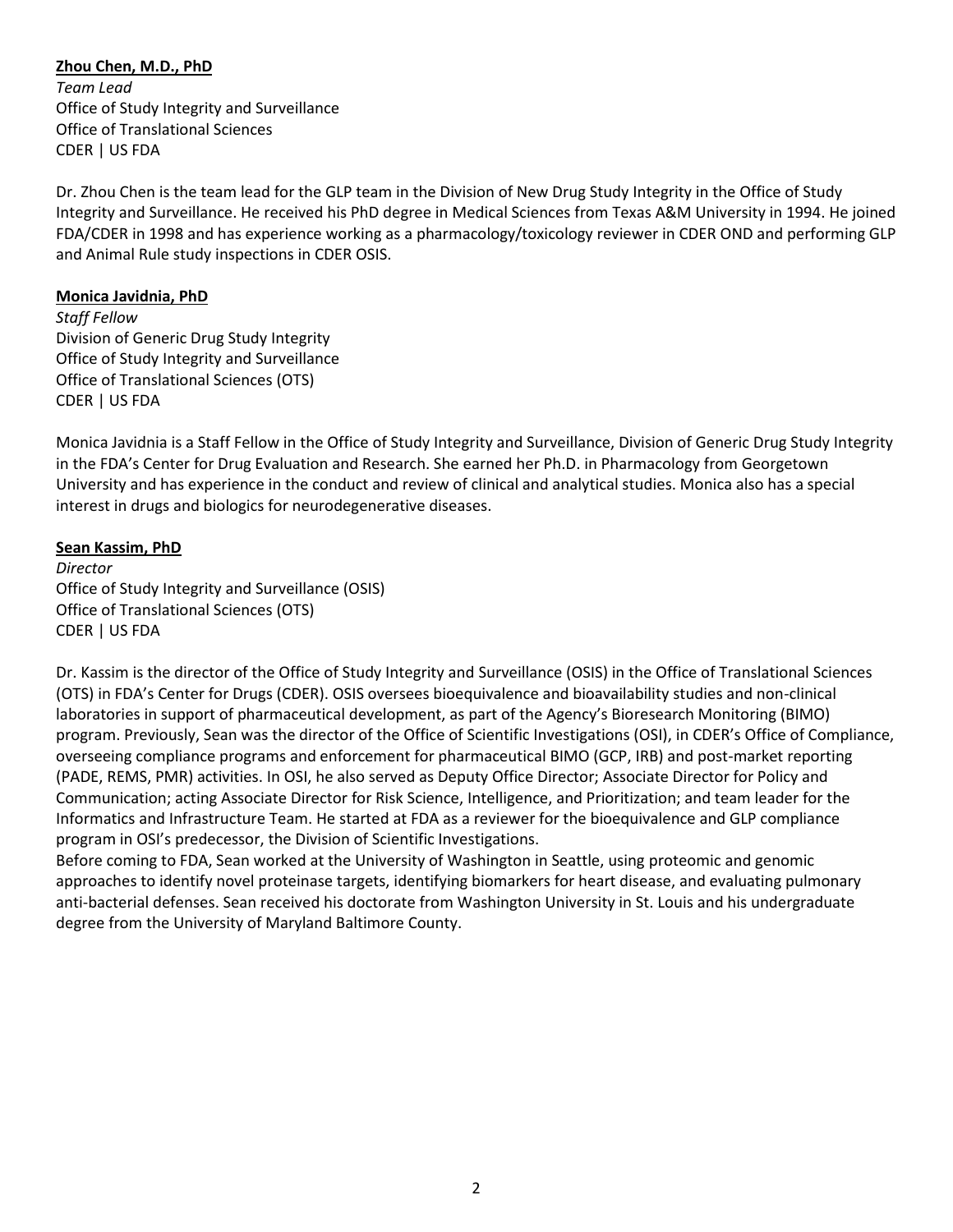**Zhou Chen, M.D., PhD**

*Team Lead*
Office of Study Integrity and Surveillance
Office of Translational Sciences
CDER | US FDA

Dr. Zhou Chen is the team lead for the GLP team in the Division of New Drug Study Integrity in the Office of Study Integrity and Surveillance. He received his PhD degree in Medical Sciences from Texas A&M University in 1994. He joined FDA/CDER in 1998 and has experience working as a pharmacology/toxicology reviewer in CDER OND and performing GLP and Animal Rule study inspections in CDER OSIS.

**Monica Javidnia, PhD**

*Staff Fellow*
Division of Generic Drug Study Integrity
Office of Study Integrity and Surveillance
Office of Translational Sciences (OTS)
CDER | US FDA

Monica Javidnia is a Staff Fellow in the Office of Study Integrity and Surveillance, Division of Generic Drug Study Integrity in the FDA's Center for Drug Evaluation and Research. She earned her Ph.D. in Pharmacology from Georgetown University and has experience in the conduct and review of clinical and analytical studies. Monica also has a special interest in drugs and biologics for neurodegenerative diseases.

**Sean Kassim, PhD**

*Director*
Office of Study Integrity and Surveillance (OSIS)
Office of Translational Sciences (OTS)
CDER | US FDA

Dr. Kassim is the director of the Office of Study Integrity and Surveillance (OSIS) in the Office of Translational Sciences (OTS) in FDA's Center for Drugs (CDER). OSIS oversees bioequivalence and bioavailability studies and non-clinical laboratories in support of pharmaceutical development, as part of the Agency's Bioresearch Monitoring (BIMO) program. Previously, Sean was the director of the Office of Scientific Investigations (OSI), in CDER's Office of Compliance, overseeing compliance programs and enforcement for pharmaceutical BIMO (GCP, IRB) and post-market reporting (PADE, REMS, PMR) activities. In OSI, he also served as Deputy Office Director; Associate Director for Policy and Communication; acting Associate Director for Risk Science, Intelligence, and Prioritization; and team leader for the Informatics and Infrastructure Team. He started at FDA as a reviewer for the bioequivalence and GLP compliance program in OSI's predecessor, the Division of Scientific Investigations.
Before coming to FDA, Sean worked at the University of Washington in Seattle, using proteomic and genomic approaches to identify novel proteinase targets, identifying biomarkers for heart disease, and evaluating pulmonary anti-bacterial defenses. Sean received his doctorate from Washington University in St. Louis and his undergraduate degree from the University of Maryland Baltimore County.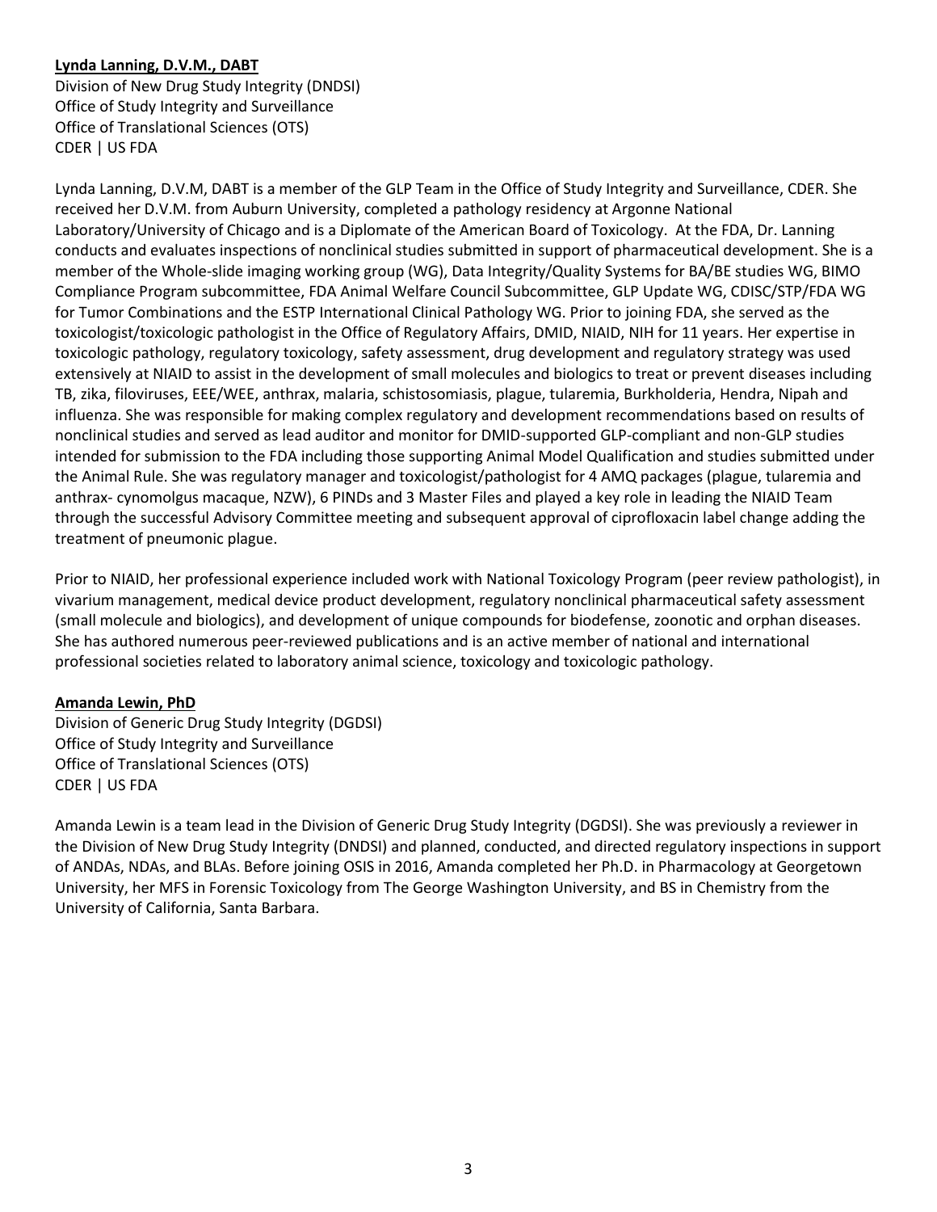**Lynda Lanning, D.V.M., DABT**
Division of New Drug Study Integrity (DNDSI)
Office of Study Integrity and Surveillance
Office of Translational Sciences (OTS)
CDER | US FDA

Lynda Lanning, D.V.M, DABT is a member of the GLP Team in the Office of Study Integrity and Surveillance, CDER. She received her D.V.M. from Auburn University, completed a pathology residency at Argonne National Laboratory/University of Chicago and is a Diplomate of the American Board of Toxicology. At the FDA, Dr. Lanning conducts and evaluates inspections of nonclinical studies submitted in support of pharmaceutical development. She is a member of the Whole-slide imaging working group (WG), Data Integrity/Quality Systems for BA/BE studies WG, BIMO Compliance Program subcommittee, FDA Animal Welfare Council Subcommittee, GLP Update WG, CDISC/STP/FDA WG for Tumor Combinations and the ESTP International Clinical Pathology WG. Prior to joining FDA, she served as the toxicologist/toxicologic pathologist in the Office of Regulatory Affairs, DMID, NIAID, NIH for 11 years. Her expertise in toxicologic pathology, regulatory toxicology, safety assessment, drug development and regulatory strategy was used extensively at NIAID to assist in the development of small molecules and biologics to treat or prevent diseases including TB, zika, filoviruses, EEE/WEE, anthrax, malaria, schistosomiasis, plague, tularemia, Burkholderia, Hendra, Nipah and influenza. She was responsible for making complex regulatory and development recommendations based on results of nonclinical studies and served as lead auditor and monitor for DMID-supported GLP-compliant and non-GLP studies intended for submission to the FDA including those supporting Animal Model Qualification and studies submitted under the Animal Rule. She was regulatory manager and toxicologist/pathologist for 4 AMQ packages (plague, tularemia and anthrax- cynomolgus macaque, NZW), 6 PINDs and 3 Master Files and played a key role in leading the NIAID Team through the successful Advisory Committee meeting and subsequent approval of ciprofloxacin label change adding the treatment of pneumonic plague.

Prior to NIAID, her professional experience included work with National Toxicology Program (peer review pathologist), in vivarium management, medical device product development, regulatory nonclinical pharmaceutical safety assessment (small molecule and biologics), and development of unique compounds for biodefense, zoonotic and orphan diseases. She has authored numerous peer-reviewed publications and is an active member of national and international professional societies related to laboratory animal science, toxicology and toxicologic pathology.

**Amanda Lewin, PhD**
Division of Generic Drug Study Integrity (DGDSI)
Office of Study Integrity and Surveillance
Office of Translational Sciences (OTS)
CDER | US FDA

Amanda Lewin is a team lead in the Division of Generic Drug Study Integrity (DGDSI). She was previously a reviewer in the Division of New Drug Study Integrity (DNDSI) and planned, conducted, and directed regulatory inspections in support of ANDAs, NDAs, and BLAs. Before joining OSIS in 2016, Amanda completed her Ph.D. in Pharmacology at Georgetown University, her MFS in Forensic Toxicology from The George Washington University, and BS in Chemistry from the University of California, Santa Barbara.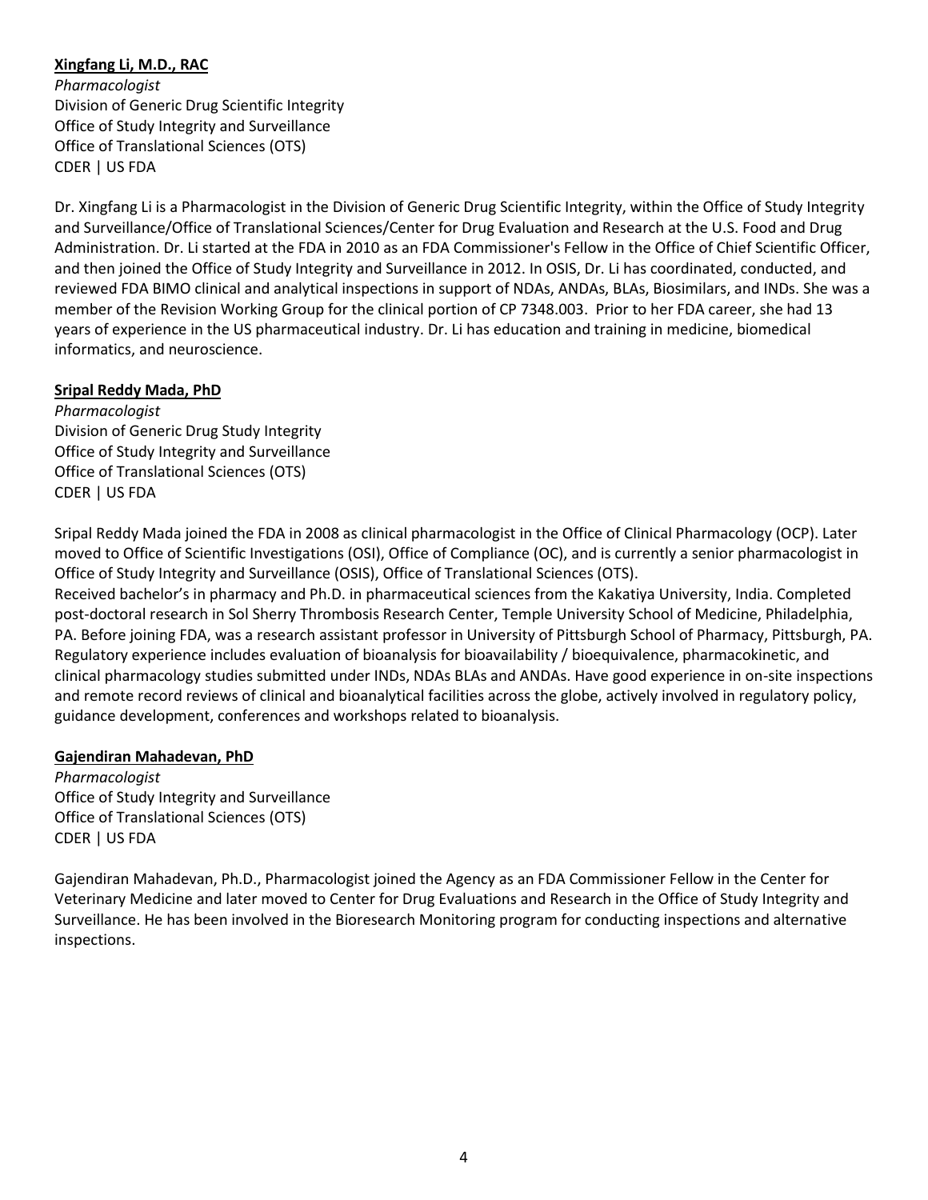**Xingfang Li, M.D., RAC**
*Pharmacologist*
Division of Generic Drug Scientific Integrity
Office of Study Integrity and Surveillance
Office of Translational Sciences (OTS)
CDER | US FDA

Dr. Xingfang Li is a Pharmacologist in the Division of Generic Drug Scientific Integrity, within the Office of Study Integrity and Surveillance/Office of Translational Sciences/Center for Drug Evaluation and Research at the U.S. Food and Drug Administration. Dr. Li started at the FDA in 2010 as an FDA Commissioner's Fellow in the Office of Chief Scientific Officer, and then joined the Office of Study Integrity and Surveillance in 2012. In OSIS, Dr. Li has coordinated, conducted, and reviewed FDA BIMO clinical and analytical inspections in support of NDAs, ANDAs, BLAs, Biosimilars, and INDs. She was a member of the Revision Working Group for the clinical portion of CP 7348.003. Prior to her FDA career, she had 13 years of experience in the US pharmaceutical industry. Dr. Li has education and training in medicine, biomedical informatics, and neuroscience.

**Sripal Reddy Mada, PhD**
*Pharmacologist*
Division of Generic Drug Study Integrity
Office of Study Integrity and Surveillance
Office of Translational Sciences (OTS)
CDER | US FDA

Sripal Reddy Mada joined the FDA in 2008 as clinical pharmacologist in the Office of Clinical Pharmacology (OCP). Later moved to Office of Scientific Investigations (OSI), Office of Compliance (OC), and is currently a senior pharmacologist in Office of Study Integrity and Surveillance (OSIS), Office of Translational Sciences (OTS).
Received bachelor's in pharmacy and Ph.D. in pharmaceutical sciences from the Kakatiya University, India. Completed post-doctoral research in Sol Sherry Thrombosis Research Center, Temple University School of Medicine, Philadelphia, PA. Before joining FDA, was a research assistant professor in University of Pittsburgh School of Pharmacy, Pittsburgh, PA. Regulatory experience includes evaluation of bioanalysis for bioavailability / bioequivalence, pharmacokinetic, and clinical pharmacology studies submitted under INDs, NDAs BLAs and ANDAs. Have good experience in on-site inspections and remote record reviews of clinical and bioanalytical facilities across the globe, actively involved in regulatory policy, guidance development, conferences and workshops related to bioanalysis.

**Gajendiran Mahadevan, PhD**
*Pharmacologist*
Office of Study Integrity and Surveillance
Office of Translational Sciences (OTS)
CDER | US FDA

Gajendiran Mahadevan, Ph.D., Pharmacologist joined the Agency as an FDA Commissioner Fellow in the Center for Veterinary Medicine and later moved to Center for Drug Evaluations and Research in the Office of Study Integrity and Surveillance. He has been involved in the Bioresearch Monitoring program for conducting inspections and alternative inspections.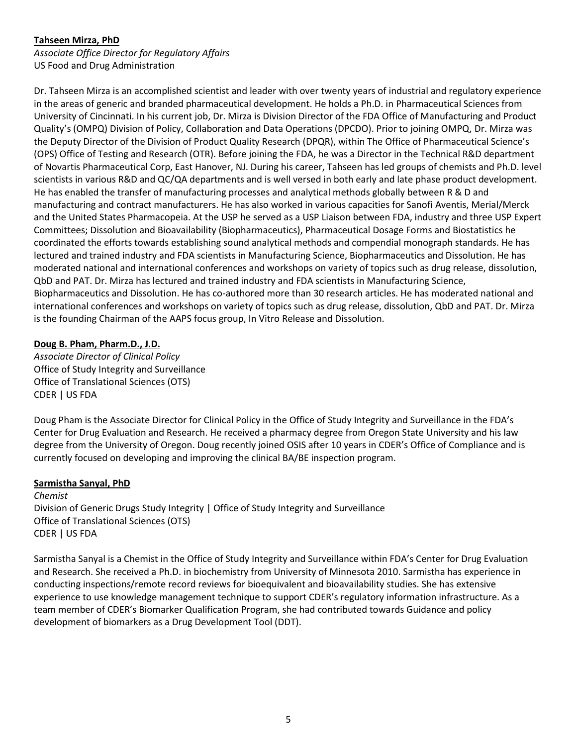**Tahseen Mirza, PhD**

*Associate Office Director for Regulatory Affairs*

US Food and Drug Administration

Dr. Tahseen Mirza is an accomplished scientist and leader with over twenty years of industrial and regulatory experience in the areas of generic and branded pharmaceutical development. He holds a Ph.D. in Pharmaceutical Sciences from University of Cincinnati. In his current job, Dr. Mirza is Division Director of the FDA Office of Manufacturing and Product Quality's (OMPQ) Division of Policy, Collaboration and Data Operations (DPCDO). Prior to joining OMPQ, Dr. Mirza was the Deputy Director of the Division of Product Quality Research (DPQR), within The Office of Pharmaceutical Science's (OPS) Office of Testing and Research (OTR). Before joining the FDA, he was a Director in the Technical R&D department of Novartis Pharmaceutical Corp, East Hanover, NJ. During his career, Tahseen has led groups of chemists and Ph.D. level scientists in various R&D and QC/QA departments and is well versed in both early and late phase product development. He has enabled the transfer of manufacturing processes and analytical methods globally between R & D and manufacturing and contract manufacturers. He has also worked in various capacities for Sanofi Aventis, Merial/Merck and the United States Pharmacopeia. At the USP he served as a USP Liaison between FDA, industry and three USP Expert Committees; Dissolution and Bioavailability (Biopharmaceutics), Pharmaceutical Dosage Forms and Biostatistics he coordinated the efforts towards establishing sound analytical methods and compendial monograph standards. He has lectured and trained industry and FDA scientists in Manufacturing Science, Biopharmaceutics and Dissolution. He has moderated national and international conferences and workshops on variety of topics such as drug release, dissolution, QbD and PAT. Dr. Mirza has lectured and trained industry and FDA scientists in Manufacturing Science, Biopharmaceutics and Dissolution. He has co-authored more than 30 research articles. He has moderated national and international conferences and workshops on variety of topics such as drug release, dissolution, QbD and PAT. Dr. Mirza is the founding Chairman of the AAPS focus group, In Vitro Release and Dissolution.

**Doug B. Pham, Pharm.D., J.D.**

*Associate Director of Clinical Policy*

Office of Study Integrity and Surveillance

Office of Translational Sciences (OTS)

CDER | US FDA

Doug Pham is the Associate Director for Clinical Policy in the Office of Study Integrity and Surveillance in the FDA's Center for Drug Evaluation and Research. He received a pharmacy degree from Oregon State University and his law degree from the University of Oregon. Doug recently joined OSIS after 10 years in CDER's Office of Compliance and is currently focused on developing and improving the clinical BA/BE inspection program.

**Sarmistha Sanyal, PhD**

*Chemist*

Division of Generic Drugs Study Integrity | Office of Study Integrity and Surveillance

Office of Translational Sciences (OTS)

CDER | US FDA

Sarmistha Sanyal is a Chemist in the Office of Study Integrity and Surveillance within FDA's Center for Drug Evaluation and Research. She received a Ph.D. in biochemistry from University of Minnesota 2010. Sarmistha has experience in conducting inspections/remote record reviews for bioequivalent and bioavailability studies. She has extensive experience to use knowledge management technique to support CDER's regulatory information infrastructure. As a team member of CDER's Biomarker Qualification Program, she had contributed towards Guidance and policy development of biomarkers as a Drug Development Tool (DDT).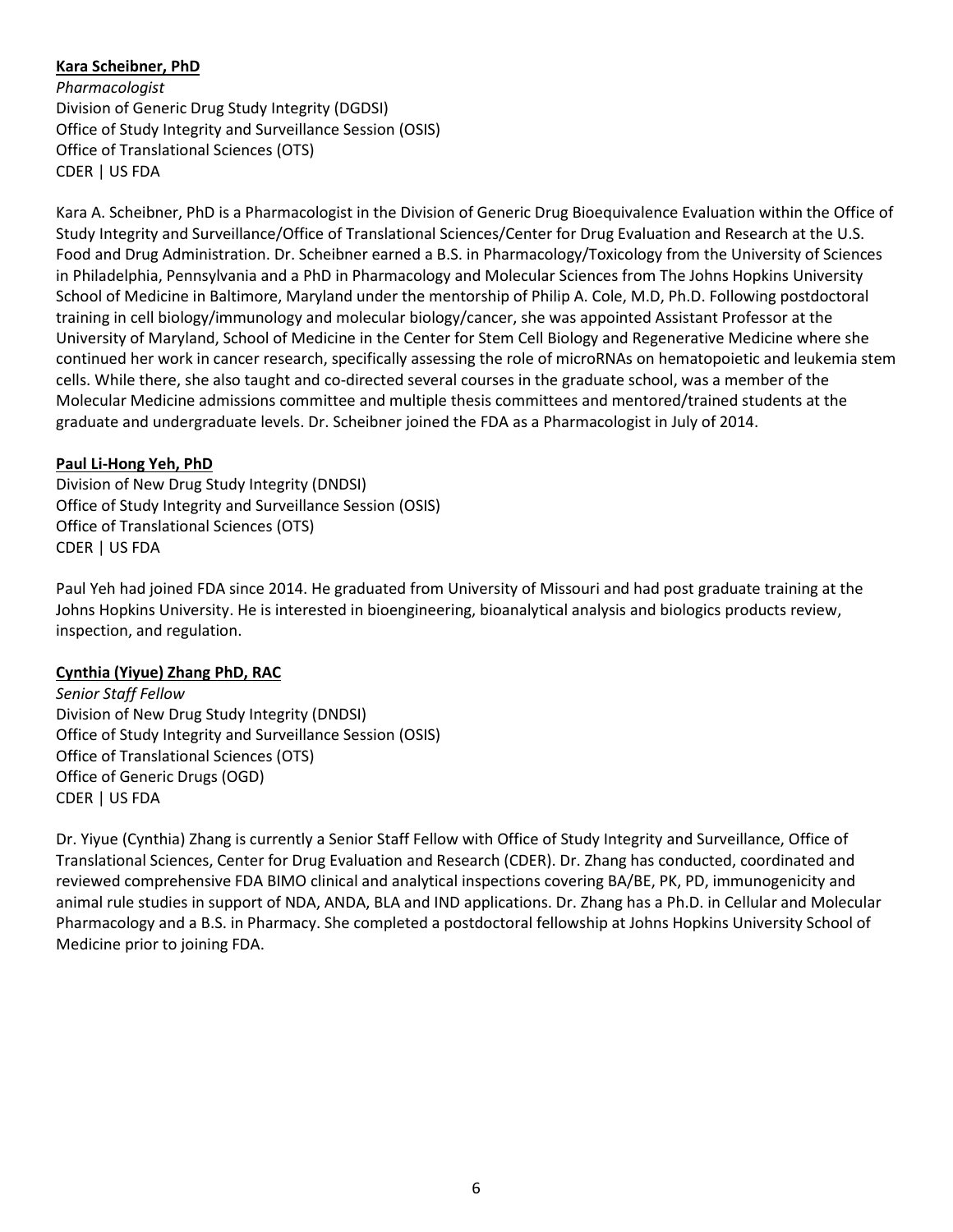**Kara Scheibner, PhD**
*Pharmacologist*
Division of Generic Drug Study Integrity (DGDSI)
Office of Study Integrity and Surveillance Session (OSIS)
Office of Translational Sciences (OTS)
CDER | US FDA

Kara A. Scheibner, PhD is a Pharmacologist in the Division of Generic Drug Bioequivalence Evaluation within the Office of Study Integrity and Surveillance/Office of Translational Sciences/Center for Drug Evaluation and Research at the U.S. Food and Drug Administration. Dr. Scheibner earned a B.S. in Pharmacology/Toxicology from the University of Sciences in Philadelphia, Pennsylvania and a PhD in Pharmacology and Molecular Sciences from The Johns Hopkins University School of Medicine in Baltimore, Maryland under the mentorship of Philip A. Cole, M.D, Ph.D. Following postdoctoral training in cell biology/immunology and molecular biology/cancer, she was appointed Assistant Professor at the University of Maryland, School of Medicine in the Center for Stem Cell Biology and Regenerative Medicine where she continued her work in cancer research, specifically assessing the role of microRNAs on hematopoietic and leukemia stem cells. While there, she also taught and co-directed several courses in the graduate school, was a member of the Molecular Medicine admissions committee and multiple thesis committees and mentored/trained students at the graduate and undergraduate levels. Dr. Scheibner joined the FDA as a Pharmacologist in July of 2014.

**Paul Li-Hong Yeh, PhD**
Division of New Drug Study Integrity (DNDSI)
Office of Study Integrity and Surveillance Session (OSIS)
Office of Translational Sciences (OTS)
CDER | US FDA

Paul Yeh had joined FDA since 2014. He graduated from University of Missouri and had post graduate training at the Johns Hopkins University. He is interested in bioengineering, bioanalytical analysis and biologics products review, inspection, and regulation.

**Cynthia (Yiyue) Zhang PhD, RAC**
*Senior Staff Fellow*
Division of New Drug Study Integrity (DNDSI)
Office of Study Integrity and Surveillance Session (OSIS)
Office of Translational Sciences (OTS)
Office of Generic Drugs (OGD)
CDER | US FDA

Dr. Yiyue (Cynthia) Zhang is currently a Senior Staff Fellow with Office of Study Integrity and Surveillance, Office of Translational Sciences, Center for Drug Evaluation and Research (CDER). Dr. Zhang has conducted, coordinated and reviewed comprehensive FDA BIMO clinical and analytical inspections covering BA/BE, PK, PD, immunogenicity and animal rule studies in support of NDA, ANDA, BLA and IND applications. Dr. Zhang has a Ph.D. in Cellular and Molecular Pharmacology and a B.S. in Pharmacy. She completed a postdoctoral fellowship at Johns Hopkins University School of Medicine prior to joining FDA.